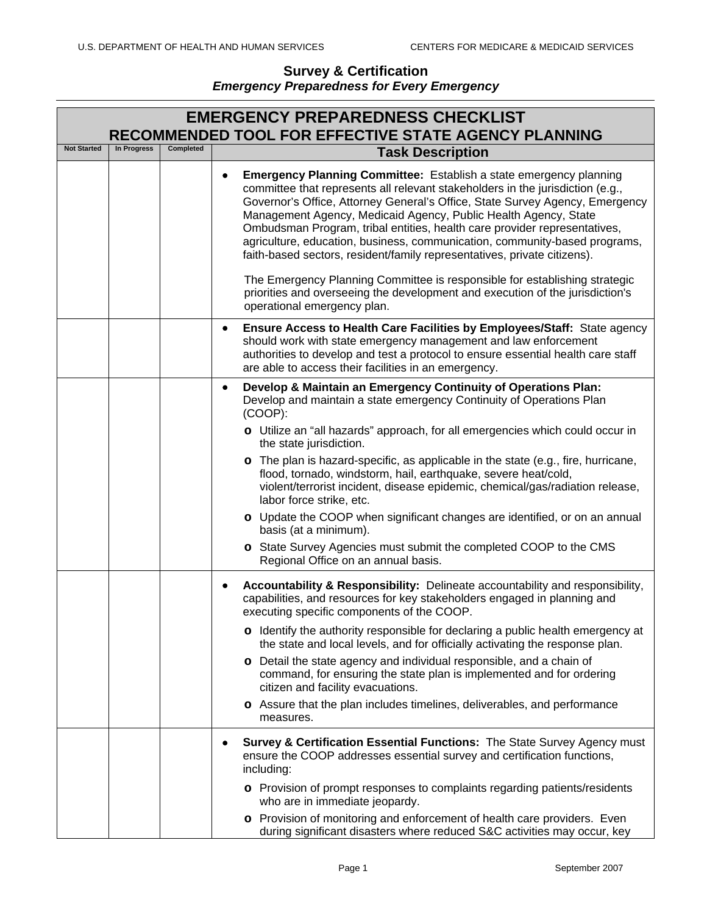## Survey & Certification

***Emergency Preparedness for Every Emergency***

| EMERGENCY PREPAREDNESS CHECKLIST<br>RECOMMENDED TOOL FOR EFFECTIVE STATE AGENCY PLANNING | | | |
|---|---|---|---|
| **Not Started** | **In Progress** | **Completed** | **Task Description** |
| | | | • **Emergency Planning Committee:** Establish a state emergency planning committee that represents all relevant stakeholders in the jurisdiction (e.g., Governor's Office, Attorney General's Office, State Survey Agency, Emergency Management Agency, Medicaid Agency, Public Health Agency, State Ombudsman Program, tribal entities, health care provider representatives, agriculture, education, business, communication, community-based programs, faith-based sectors, resident/family representatives, private citizens).<br><br>The Emergency Planning Committee is responsible for establishing strategic priorities and overseeing the development and execution of the jurisdiction's operational emergency plan. |
| | | | • **Ensure Access to Health Care Facilities by Employees/Staff:** State agency should work with state emergency management and law enforcement authorities to develop and test a protocol to ensure essential health care staff are able to access their facilities in an emergency. |
| | | | • **Develop & Maintain an Emergency Continuity of Operations Plan:** Develop and maintain a state emergency Continuity of Operations Plan (COOP):<br>o Utilize an "all hazards" approach, for all emergencies which could occur in the state jurisdiction.<br>o The plan is hazard-specific, as applicable in the state (e.g., fire, hurricane, flood, tornado, windstorm, hail, earthquake, severe heat/cold, violent/terrorist incident, disease epidemic, chemical/gas/radiation release, labor force strike, etc.<br>o Update the COOP when significant changes are identified, or on an annual basis (at a minimum).<br>o State Survey Agencies must submit the completed COOP to the CMS Regional Office on an annual basis. |
| | | | • **Accountability & Responsibility:** Delineate accountability and responsibility, capabilities, and resources for key stakeholders engaged in planning and executing specific components of the COOP.<br>o Identify the authority responsible for declaring a public health emergency at the state and local levels, and for officially activating the response plan.<br>o Detail the state agency and individual responsible, and a chain of command, for ensuring the state plan is implemented and for ordering citizen and facility evacuations.<br>o Assure that the plan includes timelines, deliverables, and performance measures. |
| | | | • **Survey & Certification Essential Functions:** The State Survey Agency must ensure the COOP addresses essential survey and certification functions, including:<br>o Provision of prompt responses to complaints regarding patients/residents who are in immediate jeopardy.<br>o Provision of monitoring and enforcement of health care providers. Even during significant disasters where reduced S&C activities may occur, key |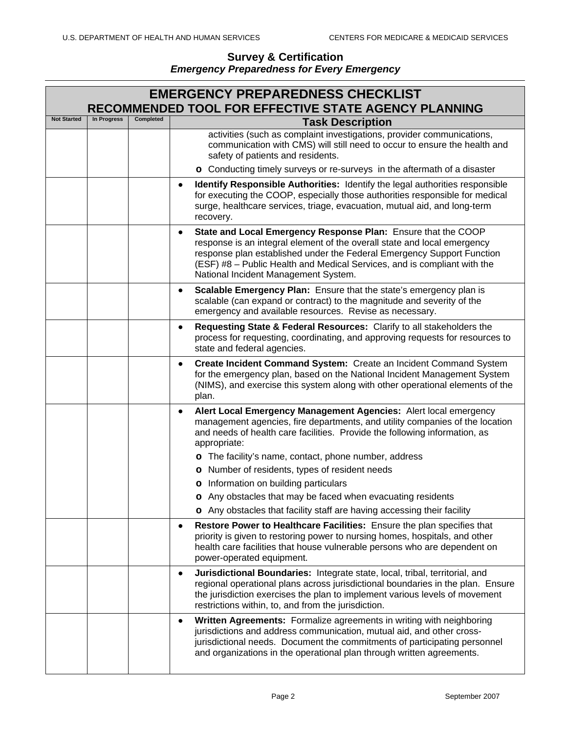**Survey & Certification**
***Emergency Preparedness for Every Emergency***

| EMERGENCY PREPAREDNESS CHECKLIST RECOMMENDED TOOL FOR EFFECTIVE STATE AGENCY PLANNING | | | |
|---|---|---|---|
| **Not Started** | **In Progress** | **Completed** | **Task Description** |
| | | | activities (such as complaint investigations, provider communications, communication with CMS) will still need to occur to ensure the health and safety of patients and residents.<br>o Conducting timely surveys or re-surveys in the aftermath of a disaster |
| | | | • **Identify Responsible Authorities:** Identify the legal authorities responsible for executing the COOP, especially those authorities responsible for medical surge, healthcare services, triage, evacuation, mutual aid, and long-term recovery. |
| | | | • **State and Local Emergency Response Plan:** Ensure that the COOP response is an integral element of the overall state and local emergency response plan established under the Federal Emergency Support Function (ESF) #8 – Public Health and Medical Services, and is compliant with the National Incident Management System. |
| | | | • **Scalable Emergency Plan:** Ensure that the state's emergency plan is scalable (can expand or contract) to the magnitude and severity of the emergency and available resources. Revise as necessary. |
| | | | • **Requesting State & Federal Resources:** Clarify to all stakeholders the process for requesting, coordinating, and approving requests for resources to state and federal agencies. |
| | | | • **Create Incident Command System:** Create an Incident Command System for the emergency plan, based on the National Incident Management System (NIMS), and exercise this system along with other operational elements of the plan. |
| | | | • **Alert Local Emergency Management Agencies:** Alert local emergency management agencies, fire departments, and utility companies of the location and needs of health care facilities. Provide the following information, as appropriate:<br>o The facility's name, contact, phone number, address<br>o Number of residents, types of resident needs<br>o Information on building particulars<br>o Any obstacles that may be faced when evacuating residents<br>o Any obstacles that facility staff are having accessing their facility |
| | | | • **Restore Power to Healthcare Facilities:** Ensure the plan specifies that priority is given to restoring power to nursing homes, hospitals, and other health care facilities that house vulnerable persons who are dependent on power-operated equipment. |
| | | | • **Jurisdictional Boundaries:** Integrate state, local, tribal, territorial, and regional operational plans across jurisdictional boundaries in the plan. Ensure the jurisdiction exercises the plan to implement various levels of movement restrictions within, to, and from the jurisdiction. |
| | | | • **Written Agreements:** Formalize agreements in writing with neighboring jurisdictions and address communication, mutual aid, and other cross-jurisdictional needs. Document the commitments of participating personnel and organizations in the operational plan through written agreements. |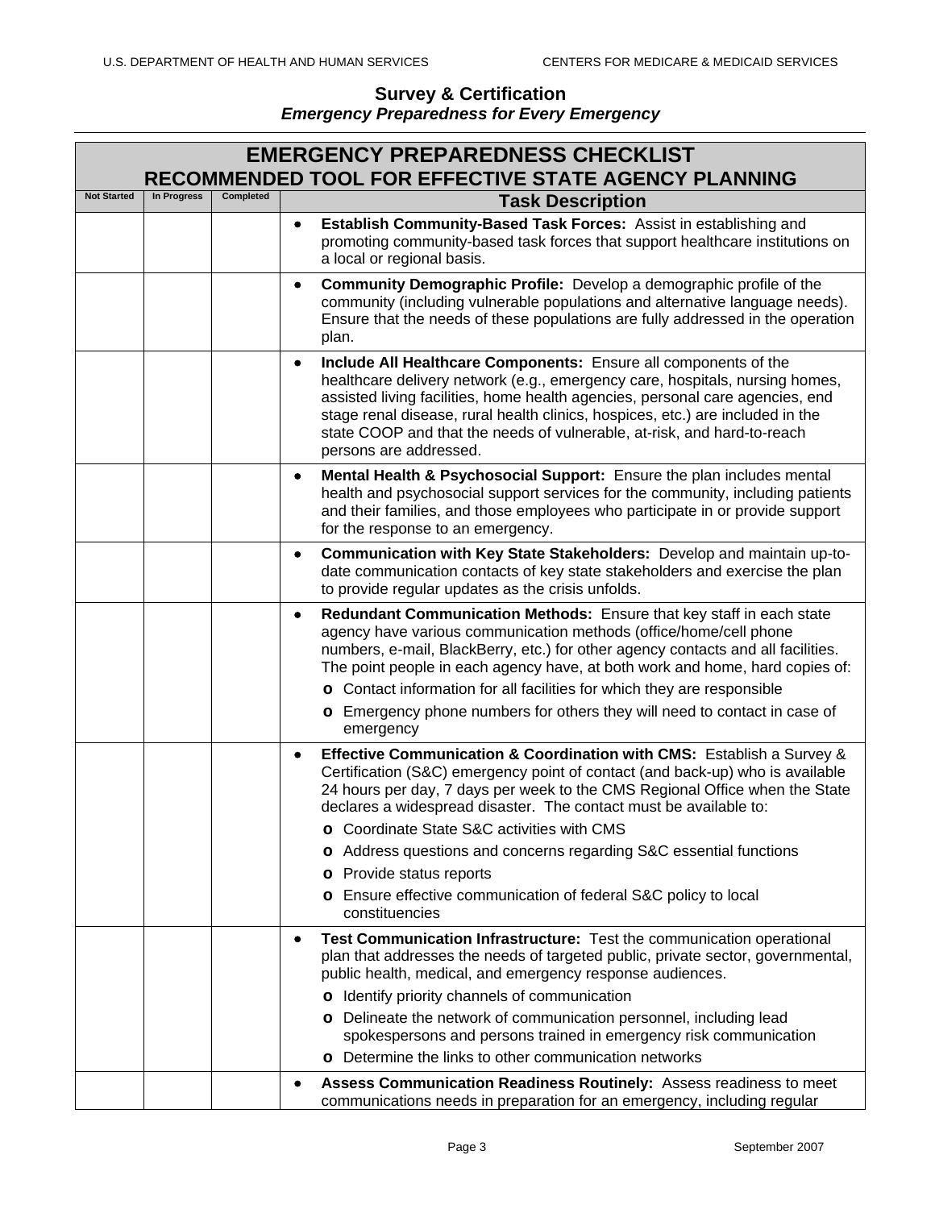**Survey & Certification**
***Emergency Preparedness for Every Emergency***

| EMERGENCY PREPAREDNESS CHECKLIST RECOMMENDED TOOL FOR EFFECTIVE STATE AGENCY PLANNING | | | |
|---|---|---|---|
| **Not Started** | **In Progress** | **Completed** | **Task Description** |
| | | | • **Establish Community-Based Task Forces:** Assist in establishing and promoting community-based task forces that support healthcare institutions on a local or regional basis. |
| | | | • **Community Demographic Profile:** Develop a demographic profile of the community (including vulnerable populations and alternative language needs). Ensure that the needs of these populations are fully addressed in the operation plan. |
| | | | • **Include All Healthcare Components:** Ensure all components of the healthcare delivery network (e.g., emergency care, hospitals, nursing homes, assisted living facilities, home health agencies, personal care agencies, end stage renal disease, rural health clinics, hospices, etc.) are included in the state COOP and that the needs of vulnerable, at-risk, and hard-to-reach persons are addressed. |
| | | | • **Mental Health & Psychosocial Support:** Ensure the plan includes mental health and psychosocial support services for the community, including patients and their families, and those employees who participate in or provide support for the response to an emergency. |
| | | | • **Communication with Key State Stakeholders:** Develop and maintain up-to-date communication contacts of key state stakeholders and exercise the plan to provide regular updates as the crisis unfolds. |
| | | | • **Redundant Communication Methods:** Ensure that key staff in each state agency have various communication methods (office/home/cell phone numbers, e-mail, BlackBerry, etc.) for other agency contacts and all facilities. The point people in each agency have, at both work and home, hard copies of:<br>o Contact information for all facilities for which they are responsible<br>o Emergency phone numbers for others they will need to contact in case of emergency |
| | | | • **Effective Communication & Coordination with CMS:** Establish a Survey & Certification (S&C) emergency point of contact (and back-up) who is available 24 hours per day, 7 days per week to the CMS Regional Office when the State declares a widespread disaster. The contact must be available to:<br>o Coordinate State S&C activities with CMS<br>o Address questions and concerns regarding S&C essential functions<br>o Provide status reports<br>o Ensure effective communication of federal S&C policy to local constituencies |
| | | | • **Test Communication Infrastructure:** Test the communication operational plan that addresses the needs of targeted public, private sector, governmental, public health, medical, and emergency response audiences.<br>o Identify priority channels of communication<br>o Delineate the network of communication personnel, including lead spokespersons and persons trained in emergency risk communication<br>o Determine the links to other communication networks |
| | | | • **Assess Communication Readiness Routinely:** Assess readiness to meet communications needs in preparation for an emergency, including regular |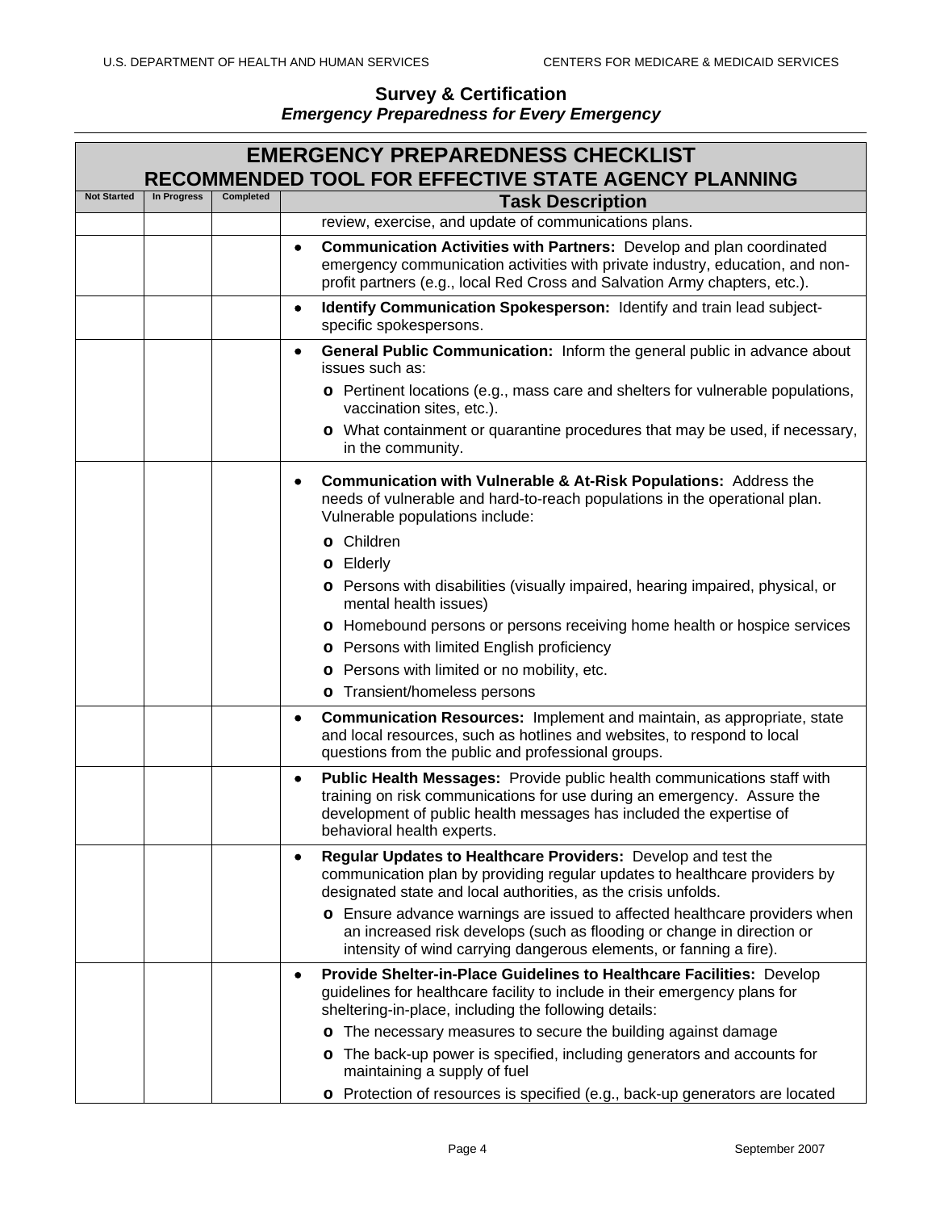**Survey & Certification**
***Emergency Preparedness for Every Emergency***

| EMERGENCY PREPAREDNESS CHECKLIST RECOMMENDED TOOL FOR EFFECTIVE STATE AGENCY PLANNING | | | |
|---|---|---|---|
| **Not Started** | **In Progress** | **Completed** | **Task Description** |
| | | | review, exercise, and update of communications plans. |
| | | | • **Communication Activities with Partners:** Develop and plan coordinated emergency communication activities with private industry, education, and non-profit partners (e.g., local Red Cross and Salvation Army chapters, etc.). |
| | | | • **Identify Communication Spokesperson:** Identify and train lead subject-specific spokespersons. |
| | | | • **General Public Communication:** Inform the general public in advance about issues such as:<br>o Pertinent locations (e.g., mass care and shelters for vulnerable populations, vaccination sites, etc.).<br>o What containment or quarantine procedures that may be used, if necessary, in the community. |
| | | | • **Communication with Vulnerable & At-Risk Populations:** Address the needs of vulnerable and hard-to-reach populations in the operational plan. Vulnerable populations include:<br>o Children<br>o Elderly<br>o Persons with disabilities (visually impaired, hearing impaired, physical, or mental health issues)<br>o Homebound persons or persons receiving home health or hospice services<br>o Persons with limited English proficiency<br>o Persons with limited or no mobility, etc.<br>o Transient/homeless persons |
| | | | • **Communication Resources:** Implement and maintain, as appropriate, state and local resources, such as hotlines and websites, to respond to local questions from the public and professional groups. |
| | | | • **Public Health Messages:** Provide public health communications staff with training on risk communications for use during an emergency. Assure the development of public health messages has included the expertise of behavioral health experts. |
| | | | • **Regular Updates to Healthcare Providers:** Develop and test the communication plan by providing regular updates to healthcare providers by designated state and local authorities, as the crisis unfolds.<br>o Ensure advance warnings are issued to affected healthcare providers when an increased risk develops (such as flooding or change in direction or intensity of wind carrying dangerous elements, or fanning a fire). |
| | | | • **Provide Shelter-in-Place Guidelines to Healthcare Facilities:** Develop guidelines for healthcare facility to include in their emergency plans for sheltering-in-place, including the following details:<br>o The necessary measures to secure the building against damage<br>o The back-up power is specified, including generators and accounts for maintaining a supply of fuel<br>o Protection of resources is specified (e.g., back-up generators are located |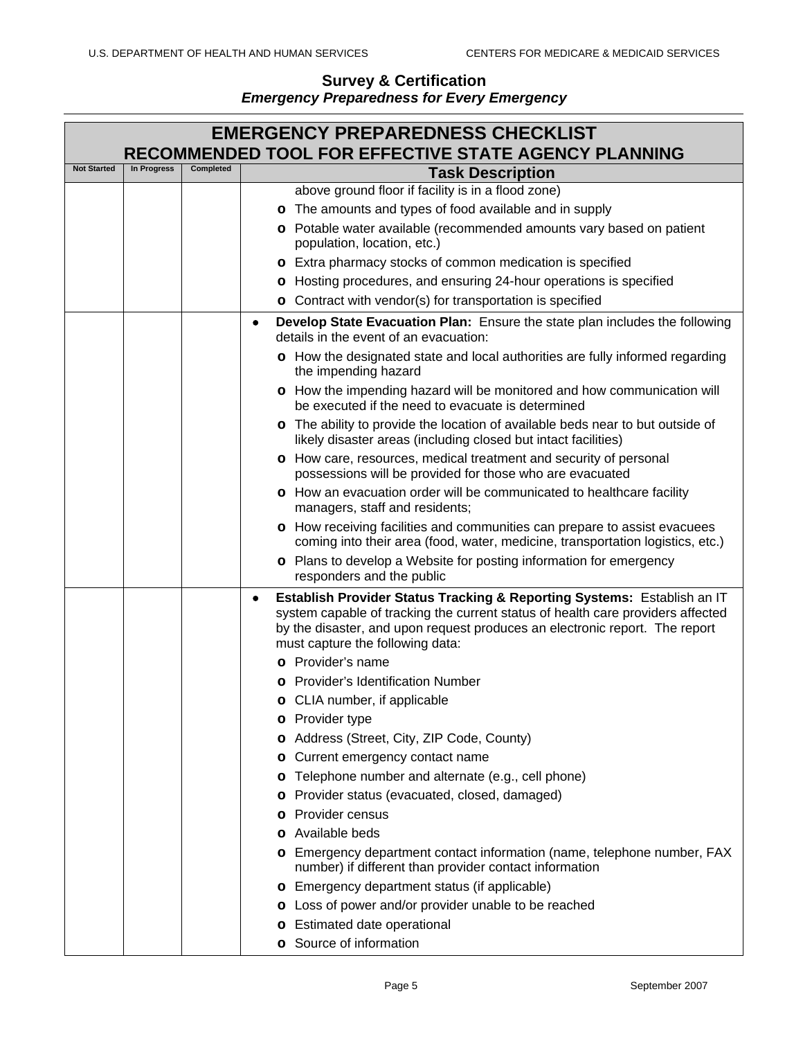## Survey & Certification
### *Emergency Preparedness for Every Emergency*

| EMERGENCY PREPAREDNESS CHECKLIST RECOMMENDED TOOL FOR EFFECTIVE STATE AGENCY PLANNING | | | |
|---|---|---|---|
| **Not Started** | **In Progress** | **Completed** | **Task Description** |
| | | | above ground floor if facility is in a flood zone)<br>o The amounts and types of food available and in supply<br>o Potable water available (recommended amounts vary based on patient population, location, etc.)<br>o Extra pharmacy stocks of common medication is specified<br>o Hosting procedures, and ensuring 24-hour operations is specified<br>o Contract with vendor(s) for transportation is specified |
| | | | • **Develop State Evacuation Plan:** Ensure the state plan includes the following details in the event of an evacuation:<br>o How the designated state and local authorities are fully informed regarding the impending hazard<br>o How the impending hazard will be monitored and how communication will be executed if the need to evacuate is determined<br>o The ability to provide the location of available beds near to but outside of likely disaster areas (including closed but intact facilities)<br>o How care, resources, medical treatment and security of personal possessions will be provided for those who are evacuated<br>o How an evacuation order will be communicated to healthcare facility managers, staff and residents;<br>o How receiving facilities and communities can prepare to assist evacuees coming into their area (food, water, medicine, transportation logistics, etc.)<br>o Plans to develop a Website for posting information for emergency responders and the public |
| | | | • **Establish Provider Status Tracking & Reporting Systems:** Establish an IT system capable of tracking the current status of health care providers affected by the disaster, and upon request produces an electronic report. The report must capture the following data:<br>o Provider's name<br>o Provider's Identification Number<br>o CLIA number, if applicable<br>o Provider type<br>o Address (Street, City, ZIP Code, County)<br>o Current emergency contact name<br>o Telephone number and alternate (e.g., cell phone)<br>o Provider status (evacuated, closed, damaged)<br>o Provider census<br>o Available beds<br>o Emergency department contact information (name, telephone number, FAX number) if different than provider contact information<br>o Emergency department status (if applicable)<br>o Loss of power and/or provider unable to be reached<br>o Estimated date operational<br>o Source of information |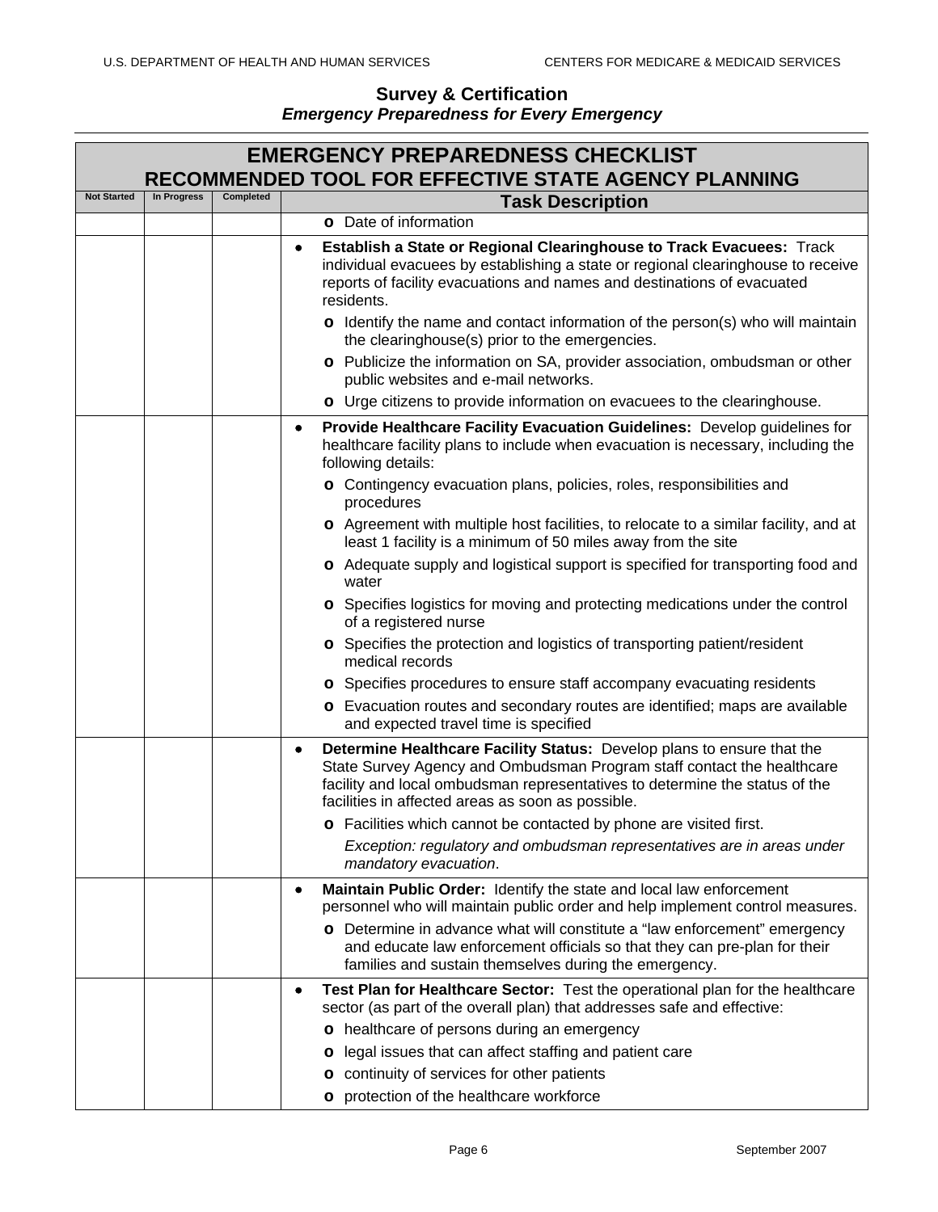## Survey & Certification

***Emergency Preparedness for Every Emergency***

| EMERGENCY PREPAREDNESS CHECKLIST<br>RECOMMENDED TOOL FOR EFFECTIVE STATE AGENCY PLANNING | | | |
|---|---|---|---|
| **Not Started** | **In Progress** | **Completed** | **Task Description** |
| | | | o Date of information |
| | | | • **Establish a State or Regional Clearinghouse to Track Evacuees:** Track individual evacuees by establishing a state or regional clearinghouse to receive reports of facility evacuations and names and destinations of evacuated residents.<br>o Identify the name and contact information of the person(s) who will maintain the clearinghouse(s) prior to the emergencies.<br>o Publicize the information on SA, provider association, ombudsman or other public websites and e-mail networks.<br>o Urge citizens to provide information on evacuees to the clearinghouse. |
| | | | • **Provide Healthcare Facility Evacuation Guidelines:** Develop guidelines for healthcare facility plans to include when evacuation is necessary, including the following details:<br>o Contingency evacuation plans, policies, roles, responsibilities and procedures<br>o Agreement with multiple host facilities, to relocate to a similar facility, and at least 1 facility is a minimum of 50 miles away from the site<br>o Adequate supply and logistical support is specified for transporting food and water<br>o Specifies logistics for moving and protecting medications under the control of a registered nurse<br>o Specifies the protection and logistics of transporting patient/resident medical records<br>o Specifies procedures to ensure staff accompany evacuating residents<br>o Evacuation routes and secondary routes are identified; maps are available and expected travel time is specified |
| | | | • **Determine Healthcare Facility Status:** Develop plans to ensure that the State Survey Agency and Ombudsman Program staff contact the healthcare facility and local ombudsman representatives to determine the status of the facilities in affected areas as soon as possible.<br>o Facilities which cannot be contacted by phone are visited first.<br>*Exception: regulatory and ombudsman representatives are in areas under mandatory evacuation*. |
| | | | • **Maintain Public Order:** Identify the state and local law enforcement personnel who will maintain public order and help implement control measures.<br>o Determine in advance what will constitute a "law enforcement" emergency and educate law enforcement officials so that they can pre-plan for their families and sustain themselves during the emergency. |
| | | | • **Test Plan for Healthcare Sector:** Test the operational plan for the healthcare sector (as part of the overall plan) that addresses safe and effective:<br>o healthcare of persons during an emergency<br>o legal issues that can affect staffing and patient care<br>o continuity of services for other patients<br>o protection of the healthcare workforce |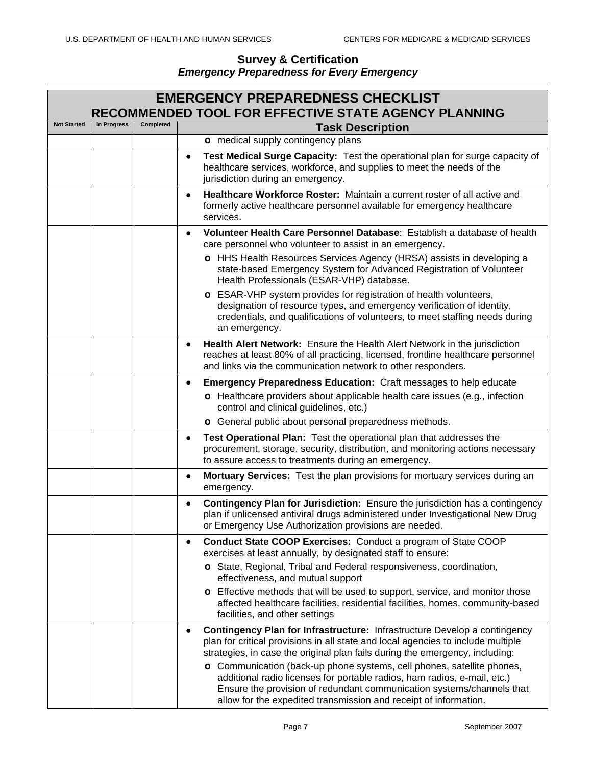## Survey & Certification
### *Emergency Preparedness for Every Emergency*

| EMERGENCY PREPAREDNESS CHECKLIST RECOMMENDED TOOL FOR EFFECTIVE STATE AGENCY PLANNING | | | |
|---|---|---|---|
| **Not Started** | **In Progress** | **Completed** | **Task Description** |
| | | | o medical supply contingency plans |
| | | | • **Test Medical Surge Capacity:** Test the operational plan for surge capacity of healthcare services, workforce, and supplies to meet the needs of the jurisdiction during an emergency. |
| | | | • **Healthcare Workforce Roster:** Maintain a current roster of all active and formerly active healthcare personnel available for emergency healthcare services. |
| | | | • **Volunteer Health Care Personnel Database**: Establish a database of health care personnel who volunteer to assist in an emergency. <br> o HHS Health Resources Services Agency (HRSA) assists in developing a state-based Emergency System for Advanced Registration of Volunteer Health Professionals (ESAR-VHP) database. <br> o ESAR-VHP system provides for registration of health volunteers, designation of resource types, and emergency verification of identity, credentials, and qualifications of volunteers, to meet staffing needs during an emergency. |
| | | | • **Health Alert Network:** Ensure the Health Alert Network in the jurisdiction reaches at least 80% of all practicing, licensed, frontline healthcare personnel and links via the communication network to other responders. |
| | | | • **Emergency Preparedness Education:** Craft messages to help educate <br> o Healthcare providers about applicable health care issues (e.g., infection control and clinical guidelines, etc.) <br> o General public about personal preparedness methods. |
| | | | • **Test Operational Plan:** Test the operational plan that addresses the procurement, storage, security, distribution, and monitoring actions necessary to assure access to treatments during an emergency. |
| | | | • **Mortuary Services:** Test the plan provisions for mortuary services during an emergency. |
| | | | • **Contingency Plan for Jurisdiction:** Ensure the jurisdiction has a contingency plan if unlicensed antiviral drugs administered under Investigational New Drug or Emergency Use Authorization provisions are needed. |
| | | | • **Conduct State COOP Exercises:** Conduct a program of State COOP exercises at least annually, by designated staff to ensure: <br> o State, Regional, Tribal and Federal responsiveness, coordination, effectiveness, and mutual support <br> o Effective methods that will be used to support, service, and monitor those affected healthcare facilities, residential facilities, homes, community-based facilities, and other settings |
| | | | • **Contingency Plan for Infrastructure:** Infrastructure Develop a contingency plan for critical provisions in all state and local agencies to include multiple strategies, in case the original plan fails during the emergency, including: <br> o Communication (back-up phone systems, cell phones, satellite phones, additional radio licenses for portable radios, ham radios, e-mail, etc.) Ensure the provision of redundant communication systems/channels that allow for the expedited transmission and receipt of information. |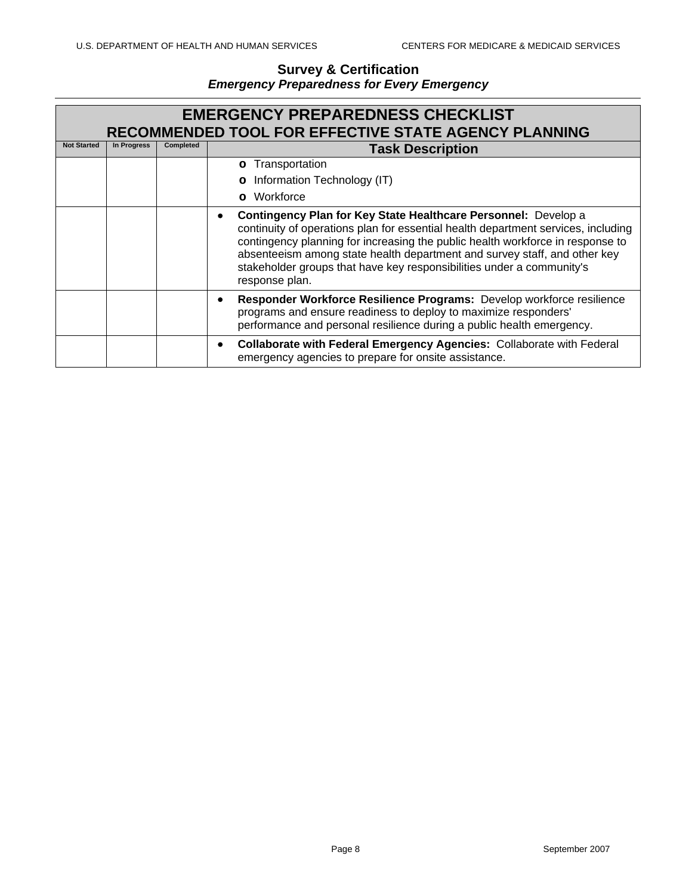**Survey & Certification**
***Emergency Preparedness for Every Emergency***

| EMERGENCY PREPAREDNESS CHECKLIST RECOMMENDED TOOL FOR EFFECTIVE STATE AGENCY PLANNING | | | |
|---|---|---|---|
| **Not Started** | **In Progress** | **Completed** | **Task Description** |
| | | | o Transportation<br>o Information Technology (IT)<br>o Workforce |
| | | | • **Contingency Plan for Key State Healthcare Personnel:** Develop a continuity of operations plan for essential health department services, including contingency planning for increasing the public health workforce in response to absenteeism among state health department and survey staff, and other key stakeholder groups that have key responsibilities under a community's response plan. |
| | | | • **Responder Workforce Resilience Programs:** Develop workforce resilience programs and ensure readiness to deploy to maximize responders' performance and personal resilience during a public health emergency. |
| | | | • **Collaborate with Federal Emergency Agencies:** Collaborate with Federal emergency agencies to prepare for onsite assistance. |